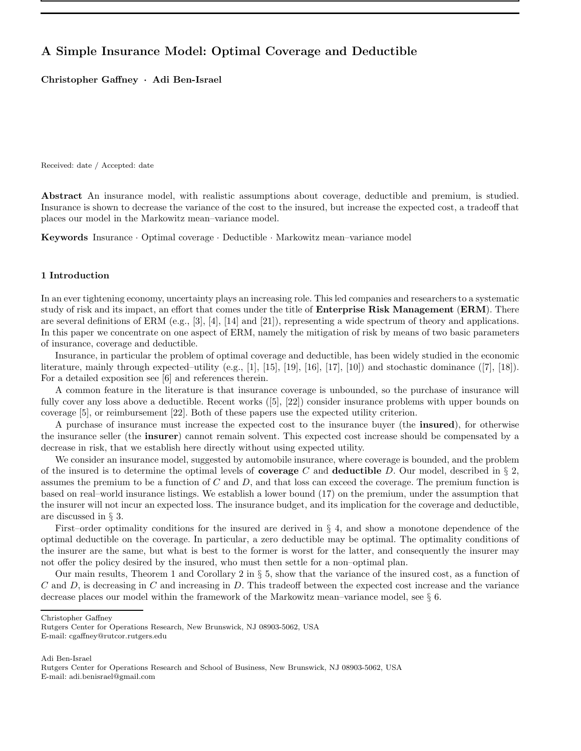# A Simple Insurance Model: Optimal Coverage and Deductible

**Christopher Gaffney · Adi Ben-Israel**

Received: date / Accepted: date

**Abstract** An insurance model, with realistic assumptions about coverage, deductible and premium, is studied. Insurance is shown to decrease the variance of the cost to the insured, but increase the expected cost, a tradeoff that places our model in the Markowitz mean–variance model.

**Keywords** Insurance · Optimal coverage · Deductible · Markowitz mean–variance model

## 1 Introduction

In an ever tightening economy, uncertainty plays an increasing role. This led companies and researchers to a systematic study of risk and its impact, an effort that comes under the title of **Enterprise Risk Management** (**ERM**). There are several definitions of ERM (e.g., [3], [4], [14] and [21]), representing a wide spectrum of theory and applications. In this paper we concentrate on one aspect of ERM, namely the mitigation of risk by means of two basic parameters of insurance, coverage and deductible.

Insurance, in particular the problem of optimal coverage and deductible, has been widely studied in the economic literature, mainly through expected–utility (e.g., [1], [15], [19], [16], [17], [10]) and stochastic dominance ([7], [18]). For a detailed exposition see [6] and references therein.

A common feature in the literature is that insurance coverage is unbounded, so the purchase of insurance will fully cover any loss above a deductible. Recent works ([5], [22]) consider insurance problems with upper bounds on coverage [5], or reimbursement [22]. Both of these papers use the expected utility criterion.

A purchase of insurance must increase the expected cost to the insurance buyer (the **insured**), for otherwise the insurance seller (the **insurer**) cannot remain solvent. This expected cost increase should be compensated by a decrease in risk, that we establish here directly without using expected utility.

We consider an insurance model, suggested by automobile insurance, where coverage is bounded, and the problem of the insured is to determine the optimal levels of **coverage** $C$ and **deductible** $D$. Our model, described in § 2, assumes the premium to be a function of $C$ and $D$, and that loss can exceed the coverage. The premium function is based on real–world insurance listings. We establish a lower bound (17) on the premium, under the assumption that the insurer will not incur an expected loss. The insurance budget, and its implication for the coverage and deductible, are discussed in § 3.

First–order optimality conditions for the insured are derived in § 4, and show a monotone dependence of the optimal deductible on the coverage. In particular, a zero deductible may be optimal. The optimality conditions of the insurer are the same, but what is best to the former is worst for the latter, and consequently the insurer may not offer the policy desired by the insured, who must then settle for a non–optimal plan.

Our main results, Theorem 1 and Corollary 2 in § 5, show that the variance of the insured cost, as a function of $C$ and $D$, is decreasing in $C$ and increasing in $D$. This tradeoff between the expected cost increase and the variance decrease places our model within the framework of the Markowitz mean–variance model, see § 6.

---

Christopher Gaffney
Rutgers Center for Operations Research, New Brunswick, NJ 08903-5062, USA
E-mail: cgaffney@rutcor.rutgers.edu

Adi Ben-Israel
Rutgers Center for Operations Research and School of Business, New Brunswick, NJ 08903-5062, USA
E-mail: adi.benisrael@gmail.com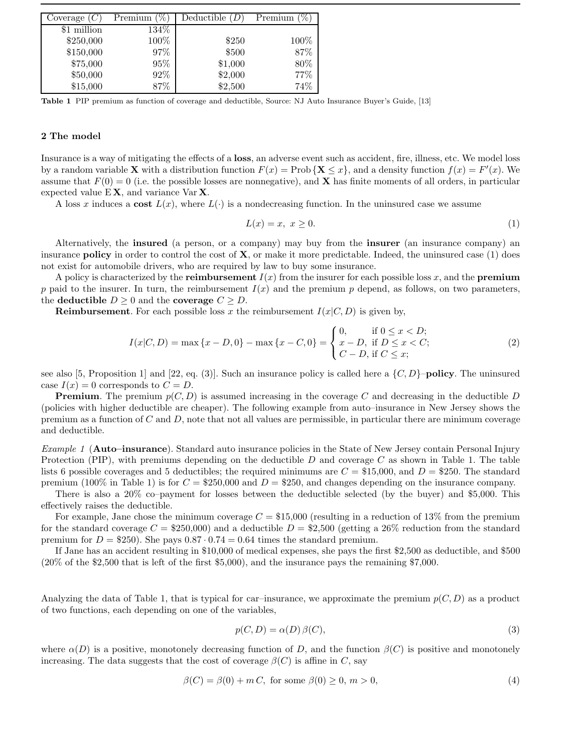| Coverage ($C$) | Premium (%) | Deductible ($D$) | Premium (%) |
|---|---|---|---|
| \$1 million | 134% | | |
| \$250,000 | 100% | \$250 | 100% |
| \$150,000 | 97% | \$500 | 87% |
| \$75,000 | 95% | \$1,000 | 80% |
| \$50,000 | 92% | \$2,000 | 77% |
| \$15,000 | 87% | \$2,500 | 74% |

**Table 1** PIP premium as function of coverage and deductible, Source: NJ Auto Insurance Buyer's Guide, [13]

## 2 The model

Insurance is a way of mitigating the effects of a **loss**, an adverse event such as accident, fire, illness, etc. We model loss by a random variable $\mathbf{X}$ with a distribution function $F(x) = \text{Prob}\{\mathbf{X} \le x\}$, and a density function $f(x) = F'(x)$. We assume that $F(0) = 0$ (i.e. the possible losses are nonnegative), and $\mathbf{X}$ has finite moments of all orders, in particular expected value $\text{E}\,\mathbf{X}$, and variance $\text{Var}\,\mathbf{X}$.

A loss $x$ induces a **cost** $L(x)$, where $L(\cdot)$ is a nondecreasing function. In the uninsured case we assume

$$L(x) = x, \; x \ge 0. \tag{1}$$

Alternatively, the **insured** (a person, or a company) may buy from the **insurer** (an insurance company) an insurance **policy** in order to control the cost of $\mathbf{X}$, or make it more predictable. Indeed, the uninsured case (1) does not exist for automobile drivers, who are required by law to buy some insurance.

A policy is characterized by the **reimbursement** $I(x)$ from the insurer for each possible loss $x$, and the **premium** $p$ paid to the insurer. In turn, the reimbursement $I(x)$ and the premium $p$ depend, as follows, on two parameters, the **deductible** $D \ge 0$ and the **coverage** $C \ge D$.

**Reimbursement**. For each possible loss $x$ the reimbursement $I(x|C, D)$ is given by,

$$I(x|C,D) = \max\{x - D, 0\} - \max\{x - C, 0\} = \begin{cases} 0, & \text{if } 0 \le x < D; \\ x - D, & \text{if } D \le x < C; \\ C - D, & \text{if } C \le x; \end{cases} \tag{2}$$

see also [5, Proposition 1] and [22, eq. (3)]. Such an insurance policy is called here a $\{C, D\}$–**policy**. The uninsured case $I(x) = 0$ corresponds to $C = D$.

**Premium**. The premium $p(C, D)$ is assumed increasing in the coverage $C$ and decreasing in the deductible $D$ (policies with higher deductible are cheaper). The following example from auto–insurance in New Jersey shows the premium as a function of $C$ and $D$, note that not all values are permissible, in particular there are minimum coverage and deductible.

*Example 1* (**Auto–insurance**). Standard auto insurance policies in the State of New Jersey contain Personal Injury Protection (PIP), with premiums depending on the deductible $D$ and coverage $C$ as shown in Table 1. The table lists 6 possible coverages and 5 deductibles; the required minimums are $C = \$15{,}000$, and $D = \$250$. The standard premium (100% in Table 1) is for $C = \$250{,}000$ and $D = \$250$, and changes depending on the insurance company.

There is also a 20% co–payment for losses between the deductible selected (by the buyer) and \$5,000. This effectively raises the deductible.

For example, Jane chose the minimum coverage $C = \$15{,}000$ (resulting in a reduction of 13% from the premium for the standard coverage $C = \$250{,}000$) and a deductible $D = \$2{,}500$ (getting a 26% reduction from the standard premium for $D = \$250$). She pays $0.87 \cdot 0.74 = 0.64$ times the standard premium.

If Jane has an accident resulting in \$10,000 of medical expenses, she pays the first \$2,500 as deductible, and \$500 (20% of the \$2,500 that is left of the first \$5,000), and the insurance pays the remaining \$7,000.

Analyzing the data of Table 1, that is typical for car–insurance, we approximate the premium $p(C, D)$ as a product of two functions, each depending on one of the variables,

$$p(C, D) = \alpha(D)\, \beta(C), \tag{3}$$

where $\alpha(D)$ is a positive, monotonely decreasing function of $D$, and the function $\beta(C)$ is positive and monotonely increasing. The data suggests that the cost of coverage $\beta(C)$ is affine in $C$, say

$$\beta(C) = \beta(0) + m\,C, \text{ for some } \beta(0) \ge 0, \; m > 0, \tag{4}$$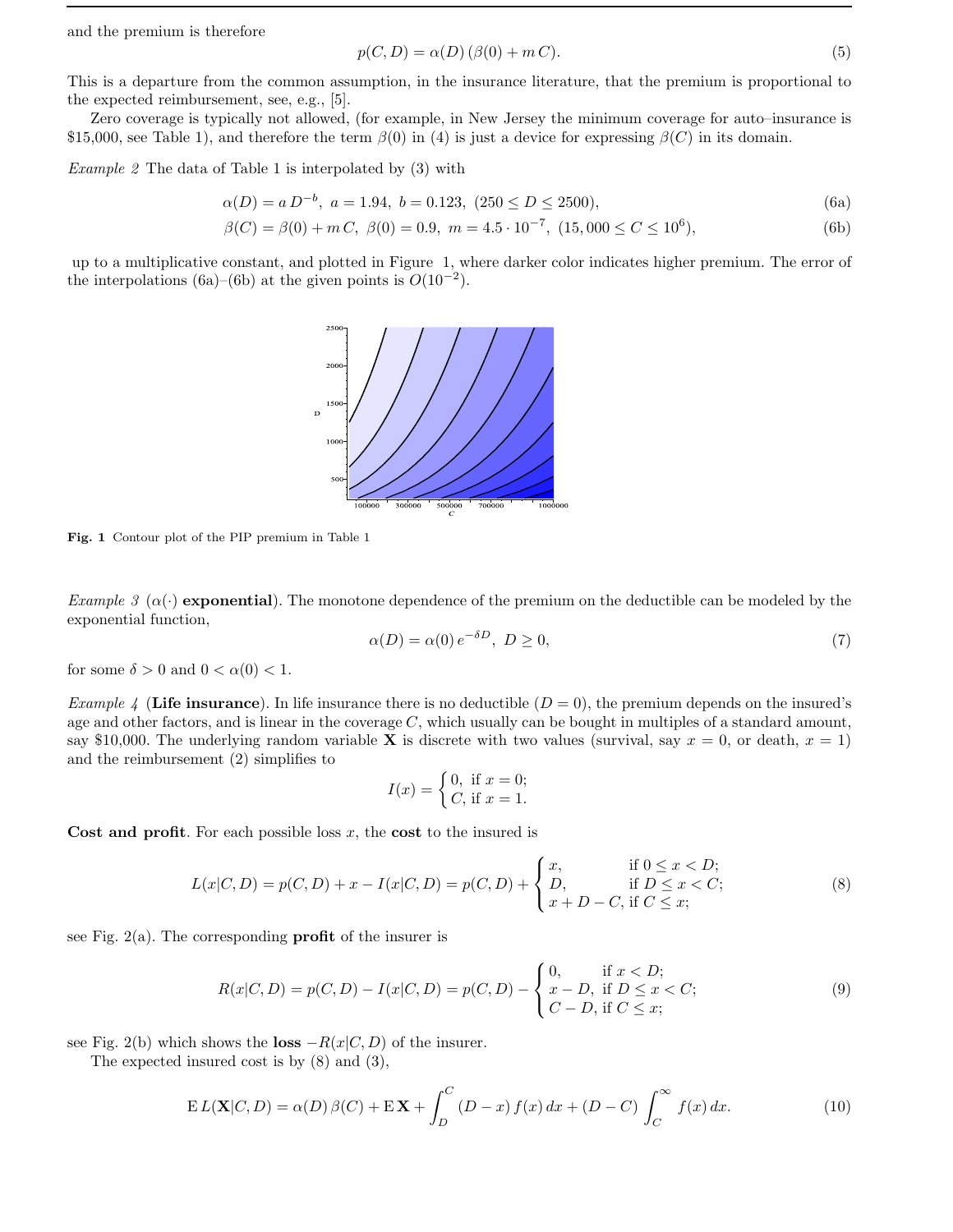and the premium is therefore

$$p(C, D) = \alpha(D)\,(\beta(0) + m\,C). \tag{5}$$

This is a departure from the common assumption, in the insurance literature, that the premium is proportional to the expected reimbursement, see, e.g., [5].

Zero coverage is typically not allowed, (for example, in New Jersey the minimum coverage for auto–insurance is \$15,000, see Table 1), and therefore the term $\beta(0)$ in (4) is just a device for expressing $\beta(C)$ in its domain.

*Example 2* The data of Table 1 is interpolated by (3) with

$$\alpha(D) = a\,D^{-b},\ a = 1.94,\ b = 0.123,\ (250 \le D \le 2500), \tag{6a}$$

$$\beta(C) = \beta(0) + m\,C,\ \beta(0) = 0.9,\ m = 4.5 \cdot 10^{-7},\ (15,000 \le C \le 10^6), \tag{6b}$$

up to a multiplicative constant, and plotted in Figure 1, where darker color indicates higher premium. The error of the interpolations (6a)–(6b) at the given points is $O(10^{-2})$.

**Fig. 1** Contour plot of the PIP premium in Table 1

*Example 3* ($\alpha(\cdot)$ **exponential**). The monotone dependence of the premium on the deductible can be modeled by the exponential function,

$$\alpha(D) = \alpha(0)\,e^{-\delta D},\ D \ge 0, \tag{7}$$

for some $\delta > 0$ and $0 < \alpha(0) < 1$.

*Example 4* (**Life insurance**). In life insurance there is no deductible ($D = 0$), the premium depends on the insured's age and other factors, and is linear in the coverage $C$, which usually can be bought in multiples of a standard amount, say \$10,000. The underlying random variable $\mathbf{X}$ is discrete with two values (survival, say $x = 0$, or death, $x = 1$) and the reimbursement (2) simplifies to

$$I(x) = \begin{cases} 0, & \text{if } x = 0; \\ C, & \text{if } x = 1. \end{cases}$$

**Cost and profit**. For each possible loss $x$, the **cost** to the insured is

$$L(x|C, D) = p(C, D) + x - I(x|C, D) = p(C, D) + \begin{cases} x, & \text{if } 0 \le x < D; \\ D, & \text{if } D \le x < C; \\ x + D - C, & \text{if } C \le x; \end{cases} \tag{8}$$

see Fig. 2(a). The corresponding **profit** of the insurer is

$$R(x|C, D) = p(C, D) - I(x|C, D) = p(C, D) - \begin{cases} 0, & \text{if } x < D; \\ x - D, & \text{if } D \le x < C; \\ C - D, & \text{if } C \le x; \end{cases} \tag{9}$$

see Fig. 2(b) which shows the **loss** $-R(x|C, D)$ of the insurer.

The expected insured cost is by (8) and (3),

$$\mathrm{E}\,L(\mathbf{X}|C, D) = \alpha(D)\,\beta(C) + \mathrm{E}\,\mathbf{X} + \int_D^C (D - x)\,f(x)\,dx + (D - C)\int_C^\infty f(x)\,dx. \tag{10}$$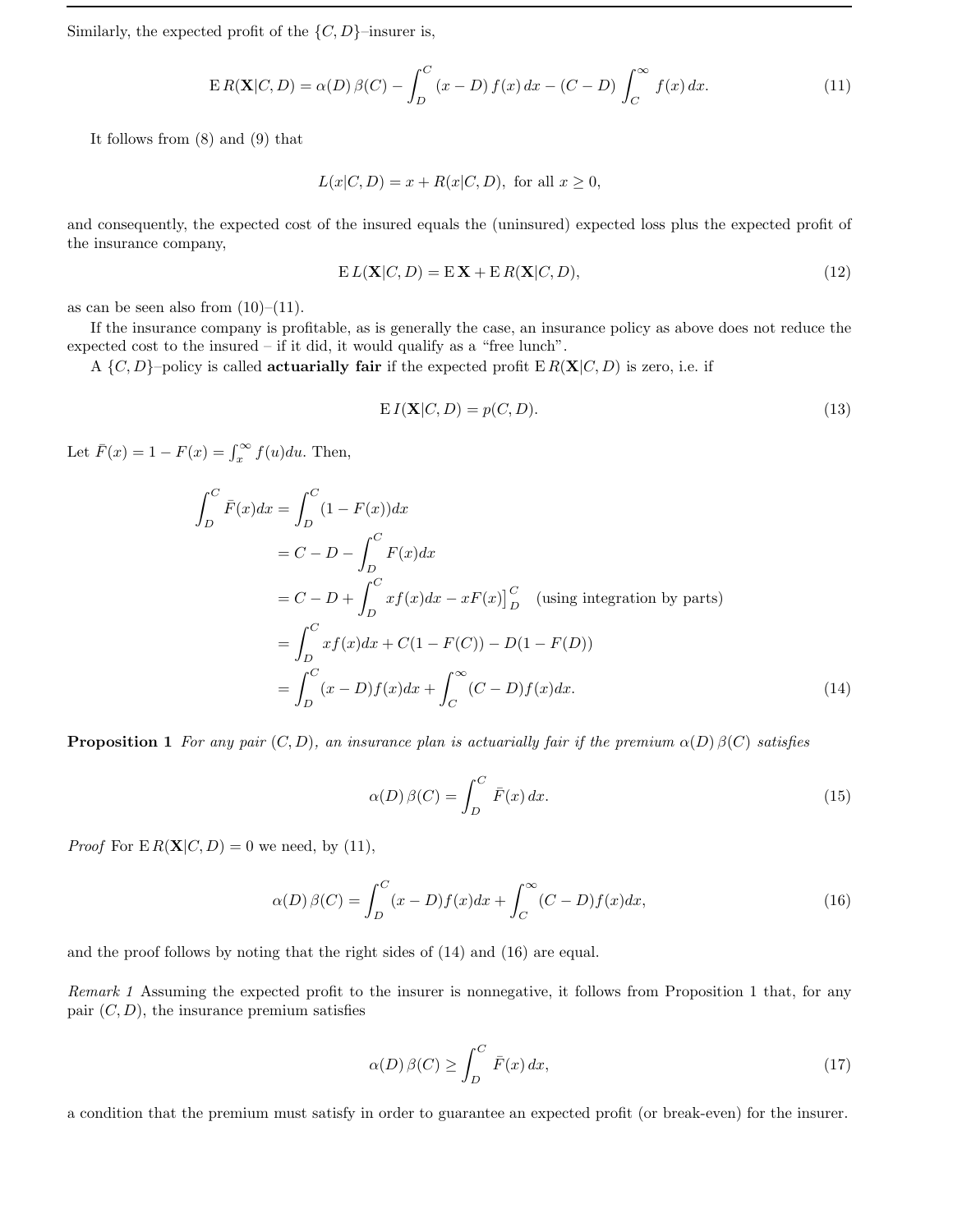Similarly, the expected profit of the $\{C, D\}$–insurer is,

$$\mathrm{E}\, R(\mathbf{X}|C, D) = \alpha(D)\,\beta(C) - \int_D^C (x - D)\, f(x)\, dx - (C - D) \int_C^{\infty} f(x)\, dx. \tag{11}$$

It follows from (8) and (9) that

$$L(x|C, D) = x + R(x|C, D), \text{ for all } x \geq 0,$$

and consequently, the expected cost of the insured equals the (uninsured) expected loss plus the expected profit of the insurance company,

$$\mathrm{E}\, L(\mathbf{X}|C, D) = \mathrm{E}\,\mathbf{X} + \mathrm{E}\, R(\mathbf{X}|C, D), \tag{12}$$

as can be seen also from (10)–(11).

If the insurance company is profitable, as is generally the case, an insurance policy as above does not reduce the expected cost to the insured – if it did, it would qualify as a "free lunch".

A $\{C, D\}$–policy is called **actuarially fair** if the expected profit $\mathrm{E}\, R(\mathbf{X}|C, D)$ is zero, i.e. if

$$\mathrm{E}\, I(\mathbf{X}|C, D) = p(C, D). \tag{13}$$

Let $\bar{F}(x) = 1 - F(x) = \int_x^{\infty} f(u) du$. Then,

$$\begin{aligned}
\int_D^C \bar{F}(x) dx &= \int_D^C (1 - F(x)) dx \\
&= C - D - \int_D^C F(x) dx \\
&= C - D + \int_D^C x f(x) dx - xF(x)\Big]_D^C \quad \text{(using integration by parts)} \\
&= \int_D^C x f(x) dx + C(1 - F(C)) - D(1 - F(D)) \\
&= \int_D^C (x - D) f(x) dx + \int_C^{\infty} (C - D) f(x) dx.
\end{aligned} \tag{14}$$

**Proposition 1** *For any pair $(C, D)$, an insurance plan is actuarially fair if the premium $\alpha(D)\,\beta(C)$ satisfies*

$$\alpha(D)\,\beta(C) = \int_D^C \bar{F}(x)\, dx. \tag{15}$$

*Proof* For $\mathrm{E}\, R(\mathbf{X}|C, D) = 0$ we need, by (11),

$$\alpha(D)\,\beta(C) = \int_D^C (x - D) f(x) dx + \int_C^{\infty} (C - D) f(x) dx, \tag{16}$$

and the proof follows by noting that the right sides of (14) and (16) are equal.

*Remark 1* Assuming the expected profit to the insurer is nonnegative, it follows from Proposition 1 that, for any pair $(C, D)$, the insurance premium satisfies

$$\alpha(D)\,\beta(C) \geq \int_D^C \bar{F}(x)\, dx, \tag{17}$$

a condition that the premium must satisfy in order to guarantee an expected profit (or break-even) for the insurer.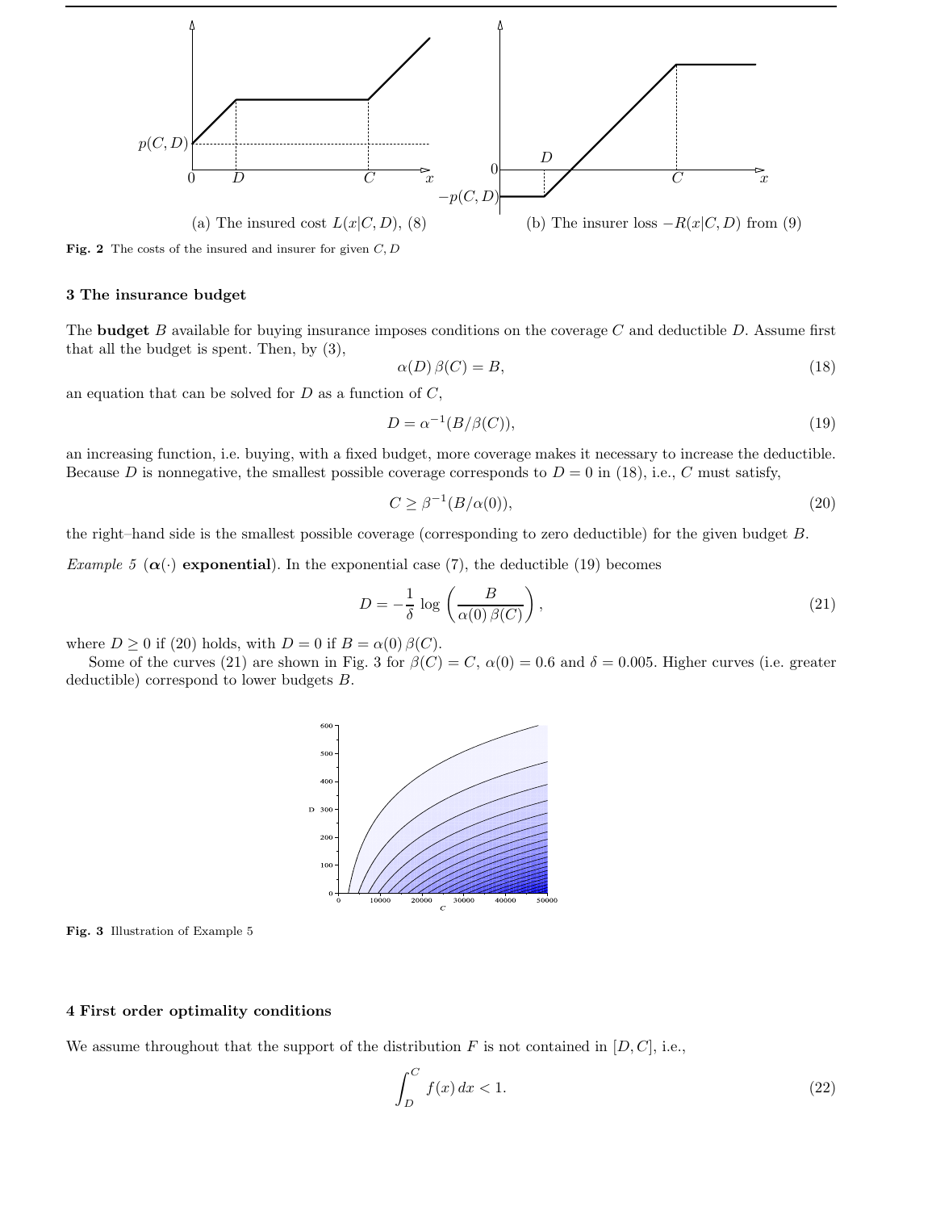(a) The insured cost $L(x|C, D)$, (8)

(b) The insurer loss $-R(x|C, D)$ from (9)

**Fig. 2** The costs of the insured and insurer for given $C, D$

### 3 The insurance budget

The **budget** $B$ available for buying insurance imposes conditions on the coverage $C$ and deductible $D$. Assume first that all the budget is spent. Then, by (3),

$$\alpha(D)\,\beta(C) = B, \tag{18}$$

an equation that can be solved for $D$ as a function of $C$,

$$D = \alpha^{-1}(B/\beta(C)), \tag{19}$$

an increasing function, i.e. buying, with a fixed budget, more coverage makes it necessary to increase the deductible. Because $D$ is nonnegative, the smallest possible coverage corresponds to $D = 0$ in (18), i.e., $C$ must satisfy,

$$C \geq \beta^{-1}(B/\alpha(0)), \tag{20}$$

the right–hand side is the smallest possible coverage (corresponding to zero deductible) for the given budget $B$.

*Example 5* (**$\alpha(\cdot)$ exponential**). In the exponential case (7), the deductible (19) becomes

$$D = -\frac{1}{\delta}\,\log\left(\frac{B}{\alpha(0)\,\beta(C)}\right), \tag{21}$$

where $D \geq 0$ if (20) holds, with $D = 0$ if $B = \alpha(0)\,\beta(C)$.

Some of the curves (21) are shown in Fig. 3 for $\beta(C) = C$, $\alpha(0) = 0.6$ and $\delta = 0.005$. Higher curves (i.e. greater deductible) correspond to lower budgets $B$.

**Fig. 3** Illustration of Example 5

### 4 First order optimality conditions

We assume throughout that the support of the distribution $F$ is not contained in $[D, C]$, i.e.,

$$\int_D^C f(x)\,dx < 1. \tag{22}$$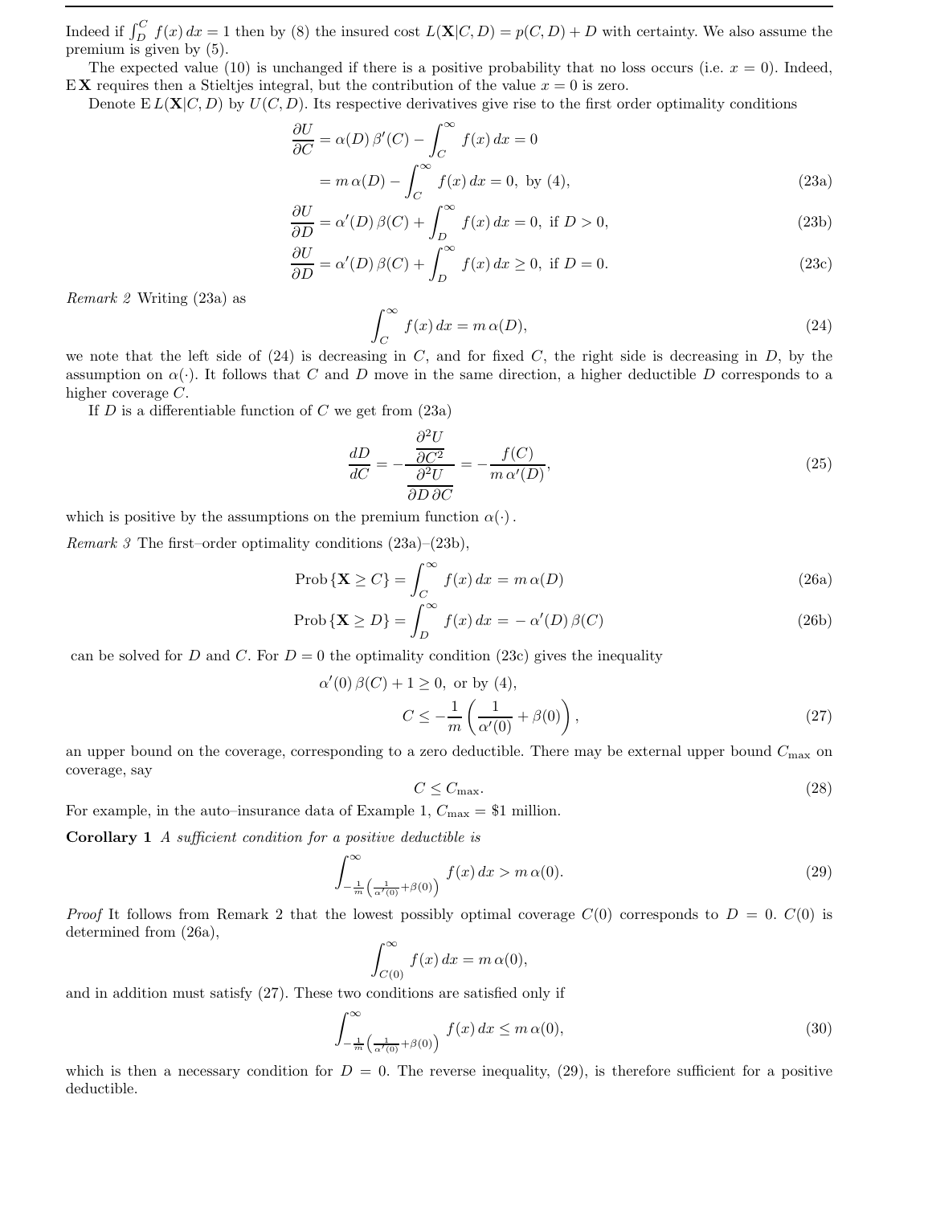Indeed if $\int_D^C f(x)\,dx = 1$ then by (8) the insured cost $L(\mathbf{X}|C,D) = p(C,D) + D$ with certainty. We also assume the premium is given by (5).

The expected value (10) is unchanged if there is a positive probability that no loss occurs (i.e. $x = 0$). Indeed, $\mathrm{E}\,\mathbf{X}$ requires then a Stieltjes integral, but the contribution of the value $x = 0$ is zero.

Denote $\mathrm{E}\,L(\mathbf{X}|C,D)$ by $U(C,D)$. Its respective derivatives give rise to the first order optimality conditions

$$
\begin{aligned}
\frac{\partial U}{\partial C} &= \alpha(D)\,\beta'(C) - \int_C^\infty f(x)\,dx = 0 \\
&= m\,\alpha(D) - \int_C^\infty f(x)\,dx = 0, \text{ by (4)}, \qquad (23a)\\
\frac{\partial U}{\partial D} &= \alpha'(D)\,\beta(C) + \int_D^\infty f(x)\,dx = 0, \text{ if } D > 0, \qquad (23b)\\
\frac{\partial U}{\partial D} &= \alpha'(D)\,\beta(C) + \int_D^\infty f(x)\,dx \geq 0, \text{ if } D = 0. \qquad (23c)
\end{aligned}
$$

*Remark 2* Writing (23a) as

$$
\int_C^\infty f(x)\,dx = m\,\alpha(D), \tag{24}
$$

we note that the left side of (24) is decreasing in $C$, and for fixed $C$, the right side is decreasing in $D$, by the assumption on $\alpha(\cdot)$. It follows that $C$ and $D$ move in the same direction, a higher deductible $D$ corresponds to a higher coverage $C$.

If $D$ is a differentiable function of $C$ we get from (23a)

$$
\frac{dD}{dC} = -\frac{\dfrac{\partial^2 U}{\partial C^2}}{\dfrac{\partial^2 U}{\partial D\,\partial C}} = -\frac{f(C)}{m\,\alpha'(D)}, \tag{25}
$$

which is positive by the assumptions on the premium function $\alpha(\cdot)$.

*Remark 3* The first–order optimality conditions (23a)–(23b),

$$
\mathrm{Prob}\,\{\mathbf{X} \geq C\} = \int_C^\infty f(x)\,dx = m\,\alpha(D) \tag{26a}
$$

$$
\mathrm{Prob}\,\{\mathbf{X} \geq D\} = \int_D^\infty f(x)\,dx = -\,\alpha'(D)\,\beta(C) \tag{26b}
$$

can be solved for $D$ and $C$. For $D = 0$ the optimality condition (23c) gives the inequality

$$
\alpha'(0)\,\beta(C) + 1 \geq 0, \text{ or by (4),}
$$

$$
C \leq -\frac{1}{m}\left(\frac{1}{\alpha'(0)} + \beta(0)\right), \tag{27}
$$

an upper bound on the coverage, corresponding to a zero deductible. There may be external upper bound $C_{\max}$ on coverage, say

$$
C \leq C_{\max}. \tag{28}
$$

For example, in the auto–insurance data of Example 1, $C_{\max} = \$1$ million.

**Corollary 1** *A sufficient condition for a positive deductible is*

$$
\int_{-\frac{1}{m}\left(\frac{1}{\alpha'(0)} + \beta(0)\right)}^\infty f(x)\,dx > m\,\alpha(0). \tag{29}
$$

*Proof* It follows from Remark 2 that the lowest possibly optimal coverage $C(0)$ corresponds to $D = 0$. $C(0)$ is determined from (26a),

$$
\int_{C(0)}^\infty f(x)\,dx = m\,\alpha(0),
$$

and in addition must satisfy (27). These two conditions are satisfied only if

$$
\int_{-\frac{1}{m}\left(\frac{1}{\alpha'(0)} + \beta(0)\right)}^\infty f(x)\,dx \leq m\,\alpha(0), \tag{30}
$$

which is then a necessary condition for $D = 0$. The reverse inequality, (29), is therefore sufficient for a positive deductible.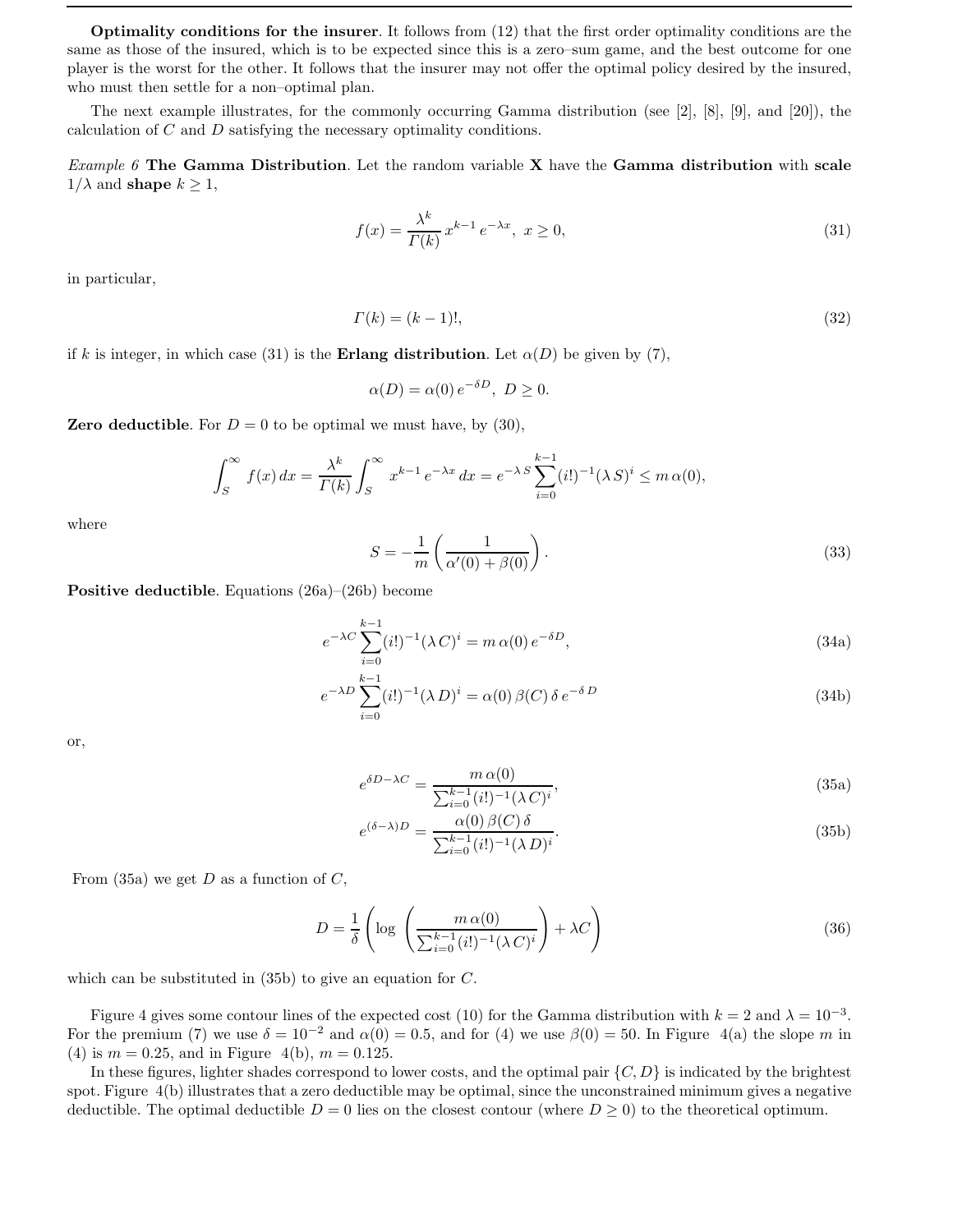**Optimality conditions for the insurer**. It follows from (12) that the first order optimality conditions are the same as those of the insured, which is to be expected since this is a zero–sum game, and the best outcome for one player is the worst for the other. It follows that the insurer may not offer the optimal policy desired by the insured, who must then settle for a non–optimal plan.

The next example illustrates, for the commonly occurring Gamma distribution (see [2], [8], [9], and [20]), the calculation of $C$ and $D$ satisfying the necessary optimality conditions.

*Example 6* **The Gamma Distribution**. Let the random variable $\mathbf{X}$ have the **Gamma distribution** with **scale** $1/\lambda$ and **shape** $k \geq 1$,

$$f(x) = \frac{\lambda^k}{\Gamma(k)}\, x^{k-1}\, e^{-\lambda x},\ x \geq 0, \tag{31}$$

in particular,

$$\Gamma(k) = (k-1)!, \tag{32}$$

if $k$ is integer, in which case (31) is the **Erlang distribution**. Let $\alpha(D)$ be given by (7),

$$\alpha(D) = \alpha(0)\, e^{-\delta D},\ D \geq 0.$$

**Zero deductible**. For $D = 0$ to be optimal we must have, by (30),

$$\int_S^\infty f(x)\,dx = \frac{\lambda^k}{\Gamma(k)}\int_S^\infty x^{k-1}\,e^{-\lambda x}\,dx = e^{-\lambda\, S}\sum_{i=0}^{k-1}(i!)^{-1}(\lambda\, S)^i \leq m\,\alpha(0),$$

where

$$S = -\frac{1}{m}\left(\frac{1}{\alpha'(0)+\beta(0)}\right). \tag{33}$$

**Positive deductible**. Equations (26a)–(26b) become

$$e^{-\lambda C}\sum_{i=0}^{k-1}(i!)^{-1}(\lambda\, C)^i = m\,\alpha(0)\,e^{-\delta D}, \tag{34a}$$

$$e^{-\lambda D}\sum_{i=0}^{k-1}(i!)^{-1}(\lambda\, D)^i = \alpha(0)\,\beta(C)\,\delta\,e^{-\delta\, D} \tag{34b}$$

or,

$$e^{\delta D-\lambda C} = \frac{m\,\alpha(0)}{\sum_{i=0}^{k-1}(i!)^{-1}(\lambda\, C)^i}, \tag{35a}$$

$$e^{(\delta-\lambda)D} = \frac{\alpha(0)\,\beta(C)\,\delta}{\sum_{i=0}^{k-1}(i!)^{-1}(\lambda\, D)^i}. \tag{35b}$$

From (35a) we get $D$ as a function of $C$,

$$D = \frac{1}{\delta}\left(\log\left(\frac{m\,\alpha(0)}{\sum_{i=0}^{k-1}(i!)^{-1}(\lambda\, C)^i}\right)+\lambda C\right) \tag{36}$$

which can be substituted in (35b) to give an equation for $C$.

Figure 4 gives some contour lines of the expected cost (10) for the Gamma distribution with $k = 2$ and $\lambda = 10^{-3}$. For the premium (7) we use $\delta = 10^{-2}$ and $\alpha(0) = 0.5$, and for (4) we use $\beta(0) = 50$. In Figure 4(a) the slope $m$ in (4) is $m = 0.25$, and in Figure 4(b), $m = 0.125$.

In these figures, lighter shades correspond to lower costs, and the optimal pair $\{C, D\}$ is indicated by the brightest spot. Figure 4(b) illustrates that a zero deductible may be optimal, since the unconstrained minimum gives a negative deductible. The optimal deductible $D = 0$ lies on the closest contour (where $D \geq 0$) to the theoretical optimum.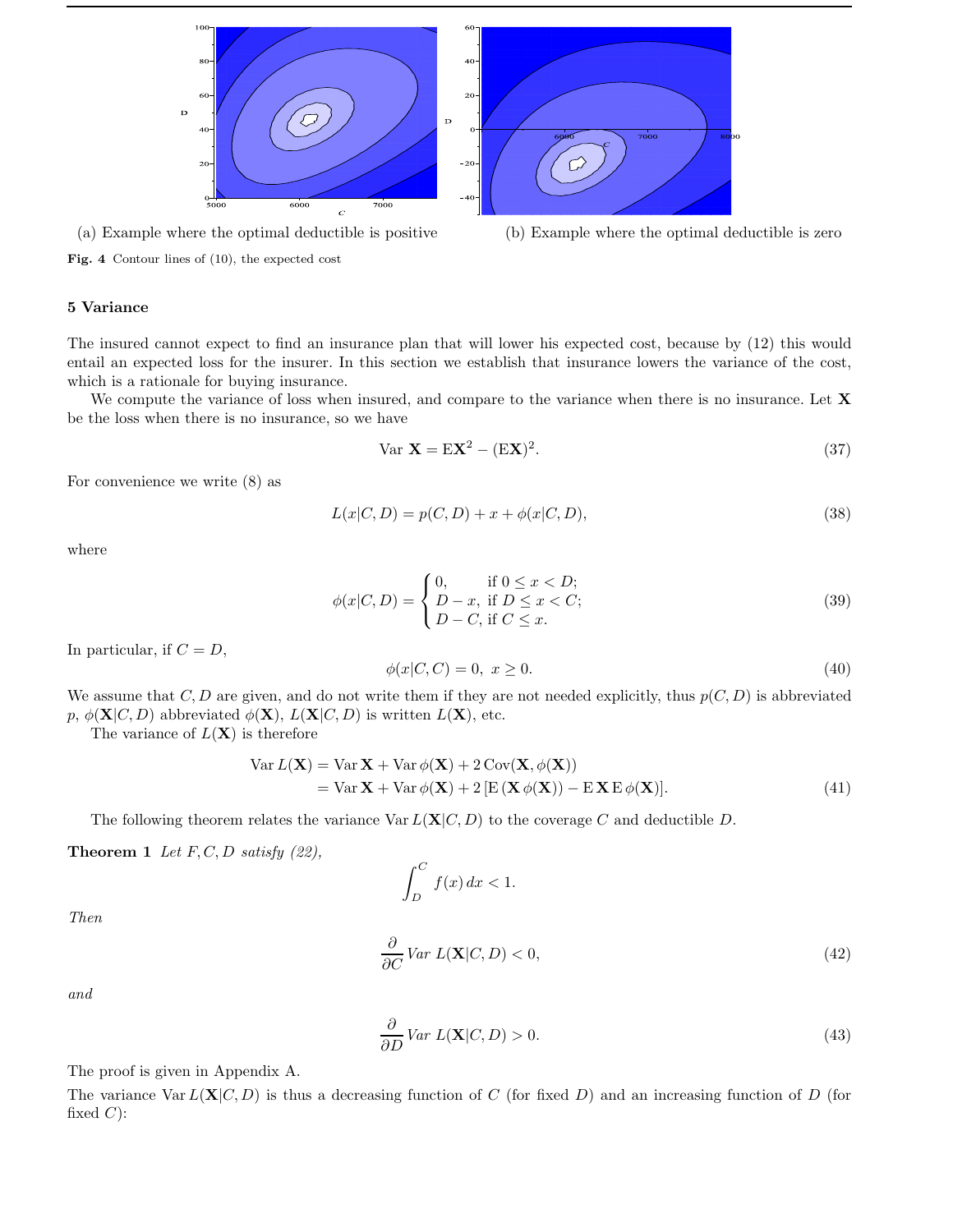(a) Example where the optimal deductible is positive

(b) Example where the optimal deductible is zero

**Fig. 4** Contour lines of (10), the expected cost

### 5 Variance

The insured cannot expect to find an insurance plan that will lower his expected cost, because by (12) this would entail an expected loss for the insurer. In this section we establish that insurance lowers the variance of the cost, which is a rationale for buying insurance.

We compute the variance of loss when insured, and compare to the variance when there is no insurance. Let $\mathbf{X}$ be the loss when there is no insurance, so we have

$$\text{Var}\ \mathbf{X} = \text{E}\mathbf{X}^2 - (\text{E}\mathbf{X})^2. \tag{37}$$

For convenience we write (8) as

$$L(x|C,D) = p(C,D) + x + \phi(x|C,D), \tag{38}$$

where

$$\phi(x|C,D) = \begin{cases} 0, & \text{if } 0 \le x < D; \\ D - x, & \text{if } D \le x < C; \\ D - C, & \text{if } C \le x. \end{cases} \tag{39}$$

In particular, if $C = D$,

$$\phi(x|C,C) = 0,\ x \ge 0. \tag{40}$$

We assume that $C, D$ are given, and do not write them if they are not needed explicitly, thus $p(C,D)$ is abbreviated $p$, $\phi(\mathbf{X}|C,D)$ abbreviated $\phi(\mathbf{X})$, $L(\mathbf{X}|C,D)$ is written $L(\mathbf{X})$, etc.

The variance of $L(\mathbf{X})$ is therefore

$$\begin{aligned} \text{Var}\, L(\mathbf{X}) &= \text{Var}\,\mathbf{X} + \text{Var}\,\phi(\mathbf{X}) + 2\,\text{Cov}(\mathbf{X}, \phi(\mathbf{X})) \\ &= \text{Var}\,\mathbf{X} + \text{Var}\,\phi(\mathbf{X}) + 2\,[\text{E}\,(\mathbf{X}\,\phi(\mathbf{X})) - \text{E}\,\mathbf{X}\,\text{E}\,\phi(\mathbf{X})]. \end{aligned} \tag{41}$$

The following theorem relates the variance $\text{Var}\, L(\mathbf{X}|C,D)$ to the coverage $C$ and deductible $D$.

**Theorem 1** *Let $F, C, D$ satisfy (22),*

$$\int_D^C f(x)\,dx < 1.$$

*Then*

$$\frac{\partial}{\partial C}\,\text{Var}\ L(\mathbf{X}|C,D) < 0, \tag{42}$$

*and*

$$\frac{\partial}{\partial D}\,\text{Var}\ L(\mathbf{X}|C,D) > 0. \tag{43}$$

The proof is given in Appendix A.

The variance $\text{Var}\, L(\mathbf{X}|C,D)$ is thus a decreasing function of $C$ (for fixed $D$) and an increasing function of $D$ (for fixed $C$):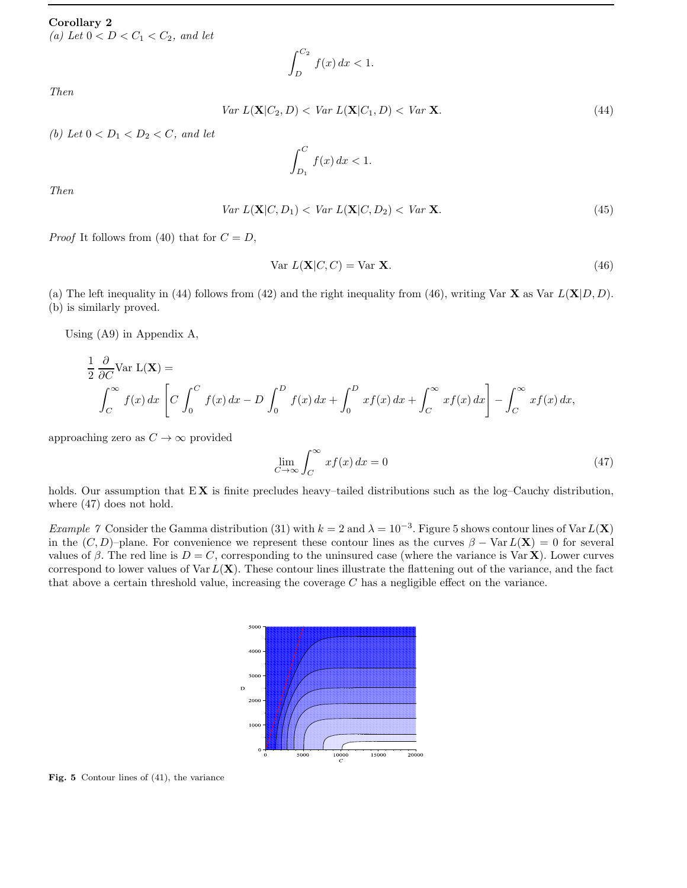**Corollary 2**
*(a) Let $0 < D < C_1 < C_2$, and let*

$$\int_D^{C_2} f(x)\,dx < 1.$$

*Then*

$$Var\ L(\mathbf{X}|C_2, D) < Var\ L(\mathbf{X}|C_1, D) < Var\ \mathbf{X}. \tag{44}$$

*(b) Let $0 < D_1 < D_2 < C$, and let*

$$\int_{D_1}^{C} f(x)\,dx < 1.$$

*Then*

$$Var\ L(\mathbf{X}|C, D_1) < Var\ L(\mathbf{X}|C, D_2) < Var\ \mathbf{X}. \tag{45}$$

*Proof* It follows from (40) that for $C = D$,

$$\mathrm{Var}\ L(\mathbf{X}|C, C) = \mathrm{Var}\ \mathbf{X}. \tag{46}$$

(a) The left inequality in (44) follows from (42) and the right inequality from (46), writing Var $\mathbf{X}$ as Var $L(\mathbf{X}|D, D)$.
(b) is similarly proved.

Using (A9) in Appendix A,

$$\frac{1}{2}\frac{\partial}{\partial C}\mathrm{Var\ L}(\mathbf{X}) = \int_C^\infty f(x)\,dx \left[C\int_0^C f(x)\,dx - D\int_0^D f(x)\,dx + \int_0^D xf(x)\,dx + \int_C^\infty xf(x)\,dx\right] - \int_C^\infty xf(x)\,dx,$$

approaching zero as $C \to \infty$ provided

$$\lim_{C\to\infty} \int_C^\infty xf(x)\,dx = 0 \tag{47}$$

holds. Our assumption that $\mathrm{E}\,\mathbf{X}$ is finite precludes heavy–tailed distributions such as the log–Cauchy distribution, where (47) does not hold.

*Example 7* Consider the Gamma distribution (31) with $k = 2$ and $\lambda = 10^{-3}$. Figure 5 shows contour lines of $\mathrm{Var}\,L(\mathbf{X})$ in the $(C, D)$–plane. For convenience we represent these contour lines as the curves $\beta - \mathrm{Var}\,L(\mathbf{X}) = 0$ for several values of $\beta$. The red line is $D = C$, corresponding to the uninsured case (where the variance is $\mathrm{Var}\,\mathbf{X}$). Lower curves correspond to lower values of $\mathrm{Var}\,L(\mathbf{X})$. These contour lines illustrate the flattening out of the variance, and the fact that above a certain threshold value, increasing the coverage $C$ has a negligible effect on the variance.

**Fig. 5** Contour lines of (41), the variance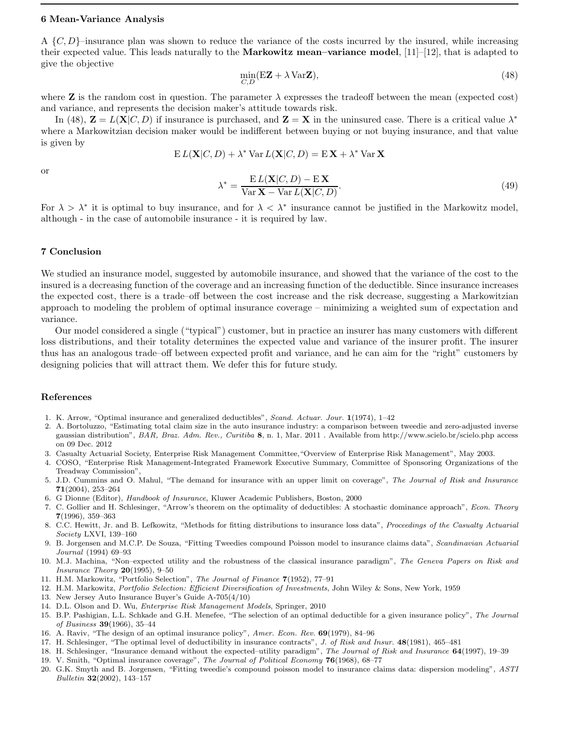## 6 Mean-Variance Analysis

A $\{C, D\}$–insurance plan was shown to reduce the variance of the costs incurred by the insured, while increasing their expected value. This leads naturally to the **Markowitz mean–variance model**, [11]–[12], that is adapted to give the objective

$$\min_{C,D}(\mathrm{E}\mathbf{Z} + \lambda \,\mathrm{Var}\mathbf{Z}), \tag{48}$$

where $\mathbf{Z}$ is the random cost in question. The parameter $\lambda$ expresses the tradeoff between the mean (expected cost) and variance, and represents the decision maker's attitude towards risk.

In (48), $\mathbf{Z} = L(\mathbf{X}|C, D)$ if insurance is purchased, and $\mathbf{Z} = \mathbf{X}$ in the uninsured case. There is a critical value $\lambda^*$ where a Markowitzian decision maker would be indifferent between buying or not buying insurance, and that value is given by

$$\mathrm{E}\, L(\mathbf{X}|C, D) + \lambda^* \,\mathrm{Var}\, L(\mathbf{X}|C, D) = \mathrm{E}\,\mathbf{X} + \lambda^* \,\mathrm{Var}\,\mathbf{X}$$

or

$$\lambda^* = \frac{\mathrm{E}\, L(\mathbf{X}|C, D) - \mathrm{E}\,\mathbf{X}}{\mathrm{Var}\,\mathbf{X} - \mathrm{Var}\, L(\mathbf{X}|C, D)}. \tag{49}$$

For $\lambda > \lambda^*$ it is optimal to buy insurance, and for $\lambda < \lambda^*$ insurance cannot be justified in the Markowitz model, although - in the case of automobile insurance - it is required by law.

## 7 Conclusion

We studied an insurance model, suggested by automobile insurance, and showed that the variance of the cost to the insured is a decreasing function of the coverage and an increasing function of the deductible. Since insurance increases the expected cost, there is a trade–off between the cost increase and the risk decrease, suggesting a Markowitzian approach to modeling the problem of optimal insurance coverage – minimizing a weighted sum of expectation and variance.

Our model considered a single ("typical") customer, but in practice an insurer has many customers with different loss distributions, and their totality determines the expected value and variance of the insurer profit. The insurer thus has an analogous trade–off between expected profit and variance, and he can aim for the "right" customers by designing policies that will attract them. We defer this for future study.

## References

1. K. Arrow, "Optimal insurance and generalized deductibles", *Scand. Actuar. Jour.* **1**(1974), 1–42
2. A. Bortoluzzo, "Estimating total claim size in the auto insurance industry: a comparison between tweedie and zero-adjusted inverse gaussian distribution", *BAR, Braz. Adm. Rev., Curitiba* **8**, n. 1, Mar. 2011 . Available from http://www.scielo.br/scielo.php access on 09 Dec. 2012
3. Casualty Actuarial Society, Enterprise Risk Management Committee,"Overview of Enterprise Risk Management", May 2003.
4. COSO, "Enterprise Risk Management-Integrated Framework Executive Summary, Committee of Sponsoring Organizations of the Treadway Commission",
5. J.D. Cummins and O. Mahul, "The demand for insurance with an upper limit on coverage", *The Journal of Risk and Insurance* **71**(2004), 253–264
6. G Dionne (Editor), *Handbook of Insurance*, Kluwer Academic Publishers, Boston, 2000
7. C. Gollier and H. Schlesinger, "Arrow's theorem on the optimality of deductibles: A stochastic dominance approach", *Econ. Theory* **7**(1996), 359–363
8. C.C. Hewitt, Jr. and B. Lefkowitz, "Methods for fitting distributions to insurance loss data", *Proceedings of the Casualty Actuarial Society* LXVI, 139–160
9. B. Jorgensen and M.C.P. De Souza, "Fitting Tweedies compound Poisson model to insurance claims data", *Scandinavian Actuarial Journal* (1994) 69–93
10. M.J. Machina, "Non–expected utility and the robustness of the classical insurance paradigm", *The Geneva Papers on Risk and Insurance Theory* **20**(1995), 9–50
11. H.M. Markowitz, "Portfolio Selection", *The Journal of Finance* **7**(1952), 77–91
12. H.M. Markowitz, *Portfolio Selection: Efficient Diversification of Investments*, John Wiley & Sons, New York, 1959
13. New Jersey Auto Insurance Buyer's Guide A-705(4/10)
14. D.L. Olson and D. Wu, *Enterprise Risk Management Models*, Springer, 2010
15. B.P. Pashigian, L.L. Schkade and G.H. Menefee, "The selection of an optimal deductible for a given insurance policy", *The Journal of Business* **39**(1966), 35–44
16. A. Raviv, "The design of an optimal insurance policy", *Amer. Econ. Rev.* **69**(1979), 84–96
17. H. Schlesinger, "The optimal level of deductibility in insurance contracts", *J. of Risk and Insur.* **48**(1981), 465–481
18. H. Schlesinger, "Insurance demand without the expected–utility paradigm", *The Journal of Risk and Insurance* **64**(1997), 19–39
19. V. Smith, "Optimal insurance coverage", *The Journal of Political Economy* **76**(1968), 68–77
20. G.K. Smyth and B. Jorgensen, "Fitting tweedie's compound poisson model to insurance claims data: dispersion modeling", *ASTI Bulletin* **32**(2002), 143–157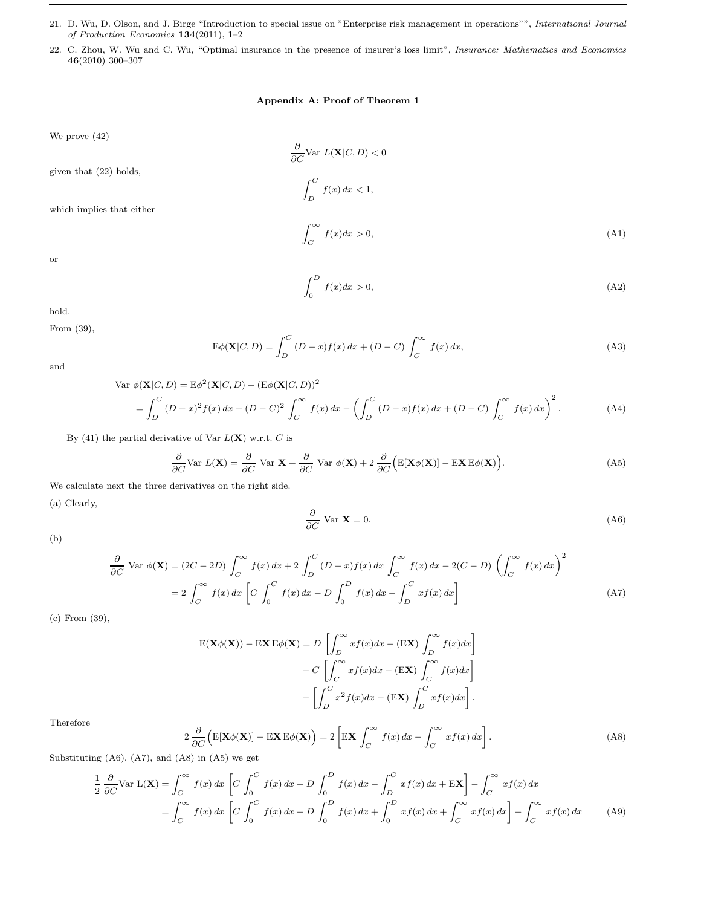21. D. Wu, D. Olson, and J. Birge "Introduction to special issue on "Enterprise risk management in operations"", *International Journal of Production Economics* **134**(2011), 1–2
22. C. Zhou, W. Wu and C. Wu, "Optimal insurance in the presence of insurer's loss limit", *Insurance: Mathematics and Economics* **46**(2010) 300–307

## Appendix A: Proof of Theorem 1

We prove (42)

$$\frac{\partial}{\partial C}\text{Var } L(\mathbf{X}|C,D) < 0$$

given that (22) holds,

$$\int_D^C f(x)\,dx < 1,$$

which implies that either

$$\int_C^\infty f(x)dx > 0, \tag{A1}$$

or

$$\int_0^D f(x)dx > 0, \tag{A2}$$

hold.

From (39),

$$\text{E}\phi(\mathbf{X}|C,D) = \int_D^C (D-x)f(x)\,dx + (D-C)\int_C^\infty f(x)\,dx, \tag{A3}$$

and

$$\begin{aligned}\text{Var } \phi(\mathbf{X}|C,D) &= \text{E}\phi^2(\mathbf{X}|C,D) - (\text{E}\phi(\mathbf{X}|C,D))^2 \\ &= \int_D^C (D-x)^2 f(x)\,dx + (D-C)^2\int_C^\infty f(x)\,dx - \left(\int_D^C (D-x)f(x)\,dx + (D-C)\int_C^\infty f(x)\,dx\right)^2.\end{aligned} \tag{A4}$$

By (41) the partial derivative of Var $L(\mathbf{X})$ w.r.t. $C$ is

$$\frac{\partial}{\partial C}\text{Var } L(\mathbf{X}) = \frac{\partial}{\partial C}\text{ Var }\mathbf{X} + \frac{\partial}{\partial C}\text{ Var }\phi(\mathbf{X}) + 2\,\frac{\partial}{\partial C}\Big(\text{E}[\mathbf{X}\phi(\mathbf{X})] - \text{E}\mathbf{X}\,\text{E}\phi(\mathbf{X})\Big). \tag{A5}$$

We calculate next the three derivatives on the right side.

(a) Clearly,

$$\frac{\partial}{\partial C}\text{ Var }\mathbf{X} = 0. \tag{A6}$$

(b)

$$\begin{aligned}\frac{\partial}{\partial C}\text{ Var }\phi(\mathbf{X}) &= (2C-2D)\int_C^\infty f(x)\,dx + 2\int_D^C (D-x)f(x)\,dx\int_C^\infty f(x)\,dx - 2(C-D)\left(\int_C^\infty f(x)\,dx\right)^2 \\ &= 2\int_C^\infty f(x)\,dx\left[C\int_0^C f(x)\,dx - D\int_0^D f(x)\,dx - \int_D^C xf(x)\,dx\right]\end{aligned} \tag{A7}$$

(c) From (39),

$$\begin{aligned}\text{E}(\mathbf{X}\phi(\mathbf{X})) - \text{E}\mathbf{X}\,\text{E}\phi(\mathbf{X}) &= D\left[\int_D^\infty xf(x)dx - (\text{E}\mathbf{X})\int_D^\infty f(x)dx\right] \\ &\quad - C\left[\int_C^\infty xf(x)dx - (\text{E}\mathbf{X})\int_C^\infty f(x)dx\right] \\ &\quad - \left[\int_D^C x^2 f(x)dx - (\text{E}\mathbf{X})\int_D^C xf(x)dx\right].\end{aligned}$$

Therefore

$$2\,\frac{\partial}{\partial C}\Big(\text{E}[\mathbf{X}\phi(\mathbf{X})] - \text{E}\mathbf{X}\,\text{E}\phi(\mathbf{X})\Big) = 2\left[\text{E}\mathbf{X}\int_C^\infty f(x)\,dx - \int_C^\infty xf(x)\,dx\right]. \tag{A8}$$

Substituting (A6), (A7), and (A8) in (A5) we get

$$\begin{aligned}\frac{1}{2}\frac{\partial}{\partial C}\text{Var L}(\mathbf{X}) &= \int_C^\infty f(x)\,dx\left[C\int_0^C f(x)\,dx - D\int_0^D f(x)\,dx - \int_D^C xf(x)\,dx + \text{E}\mathbf{X}\right] - \int_C^\infty xf(x)\,dx \\ &= \int_C^\infty f(x)\,dx\left[C\int_0^C f(x)\,dx - D\int_0^D f(x)\,dx + \int_0^D xf(x)\,dx + \int_C^\infty xf(x)\,dx\right] - \int_C^\infty xf(x)\,dx\end{aligned} \tag{A9}$$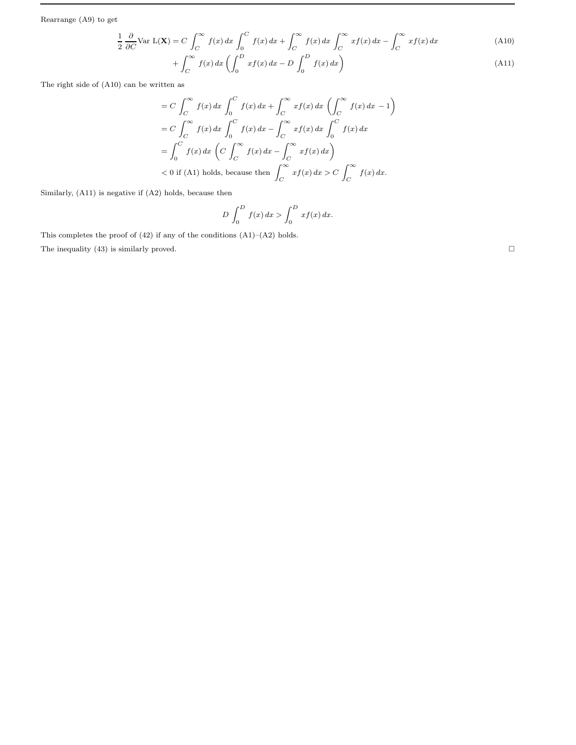Rearrange (A9) to get

$$\frac{1}{2}\frac{\partial}{\partial C}\text{Var L}(\mathbf{X}) = C\int_C^\infty f(x)\,dx \int_0^C f(x)\,dx + \int_C^\infty f(x)\,dx \int_C^\infty xf(x)\,dx - \int_C^\infty xf(x)\,dx \tag{A10}$$

$$+\int_C^\infty f(x)\,dx \left(\int_0^D xf(x)\,dx - D\int_0^D f(x)\,dx\right) \tag{A11}$$

The right side of (A10) can be written as

$$\begin{aligned}
&= C\int_C^\infty f(x)\,dx \int_0^C f(x)\,dx + \int_C^\infty xf(x)\,dx \left(\int_C^\infty f(x)\,dx - 1\right) \\
&= C\int_C^\infty f(x)\,dx \int_0^C f(x)\,dx - \int_C^\infty xf(x)\,dx \int_0^C f(x)\,dx \\
&= \int_0^C f(x)\,dx \left(C\int_C^\infty f(x)\,dx - \int_C^\infty xf(x)\,dx\right) \\
&< 0 \text{ if (A1) holds, because then } \int_C^\infty xf(x)\,dx > C\int_C^\infty f(x)\,dx.
\end{aligned}$$

Similarly, (A11) is negative if (A2) holds, because then

$$D\int_0^D f(x)\,dx > \int_0^D xf(x)\,dx.$$

This completes the proof of (42) if any of the conditions (A1)–(A2) holds.

The inequality (43) is similarly proved. □